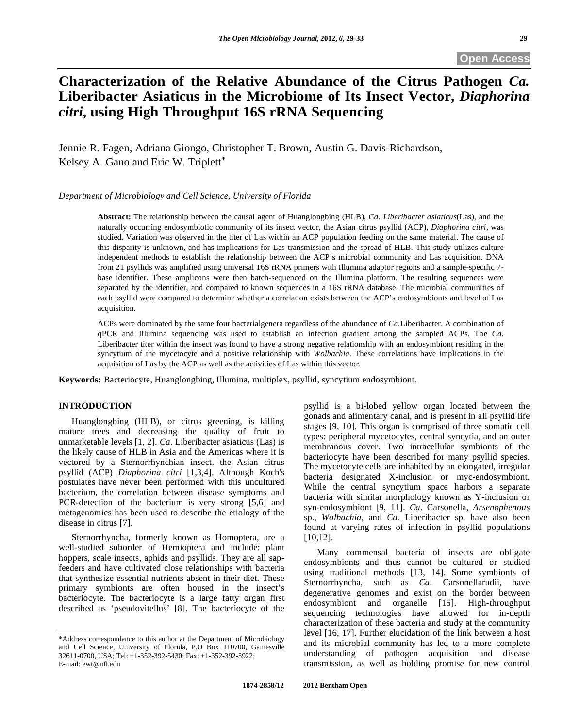# Characterization of the Relative Abundance of the Citrus Pathogen *Ca.* Liberibacter Asiaticus in the Microbiome of Its Insect Vector, *Diaphorina citri*, using High Throughput 16S rRNA Sequencing

Jennie R. Fagen, Adriana Giongo, Christopher T. Brown, Austin G. Davis-Richardson, Kelsey A. Gano and Eric W. Triplett*

*Department of Microbiology and Cell Science, University of Florida*

**Abstract:** The relationship between the causal agent of Huanglongbing (HLB), *Ca. Liberibacter asiaticus*(Las), and the naturally occurring endosymbiotic community of its insect vector, the Asian citrus psyllid (ACP), *Diaphorina citri,* was studied. Variation was observed in the titer of Las within an ACP population feeding on the same material. The cause of this disparity is unknown, and has implications for Las transmission and the spread of HLB. This study utilizes culture independent methods to establish the relationship between the ACP's microbial community and Las acquisition. DNA from 21 psyllids was amplified using universal 16S rRNA primers with Illumina adaptor regions and a sample-specific 7-base identifier. These amplicons were then batch-sequenced on the Illumina platform. The resulting sequences were separated by the identifier, and compared to known sequences in a 16S rRNA database. The microbial communities of each psyllid were compared to determine whether a correlation exists between the ACP's endosymbionts and level of Las acquisition.

ACPs were dominated by the same four bacterialgenera regardless of the abundance of *Ca.*Liberibacter. A combination of qPCR and Illumina sequencing was used to establish an infection gradient among the sampled ACPs. The *Ca.* Liberibacter titer within the insect was found to have a strong negative relationship with an endosymbiont residing in the syncytium of the mycetocyte and a positive relationship with *Wolbachia*. These correlations have implications in the acquisition of Las by the ACP as well as the activities of Las within this vector.

**Keywords:** Bacteriocyte, Huanglongbing, Illumina, multiplex, psyllid, syncytium endosymbiont.

## INTRODUCTION

Huanglongbing (HLB), or citrus greening, is killing mature trees and decreasing the quality of fruit to unmarketable levels [1, 2]. *Ca*. Liberibacter asiaticus (Las) is the likely cause of HLB in Asia and the Americas where it is vectored by a Sternorrhynchian insect, the Asian citrus psyllid (ACP) *Diaphorina citri* [1,3,4]. Although Koch's postulates have never been performed with this uncultured bacterium, the correlation between disease symptoms and PCR-detection of the bacterium is very strong [5,6] and metagenomics has been used to describe the etiology of the disease in citrus [7].

Sternorrhyncha, formerly known as Homoptera, are a well-studied suborder of Hemioptera and include: plant hoppers, scale insects, aphids and psyllids. They are all sap-feeders and have cultivated close relationships with bacteria that synthesize essential nutrients absent in their diet. These primary symbionts are often housed in the insect's bacteriocyte. The bacteriocyte is a large fatty organ first described as 'pseudovitellus' [8]. The bacteriocyte of the psyllid is a bi-lobed yellow organ located between the gonads and alimentary canal, and is present in all psyllid life stages [9, 10]. This organ is comprised of three somatic cell types: peripheral mycetocytes, central syncytia, and an outer membranous cover. Two intracellular symbionts of the bacteriocyte have been described for many psyllid species. The mycetocyte cells are inhabited by an elongated, irregular bacteria designated X-inclusion or myc-endosymbiont. While the central syncytium space harbors a separate bacteria with similar morphology known as Y-inclusion or syn-endosymbiont [9, 11]. *Ca*. Carsonella, *Arsenophenous* sp., *Wolbachia*, and *Ca*. Liberibacter sp. have also been found at varying rates of infection in psyllid populations [10,12].

Many commensal bacteria of insects are obligate endosymbionts and thus cannot be cultured or studied using traditional methods [13, 14]. Some symbionts of Sternorrhyncha, such as *Ca*. Carsonellarudii, have degenerative genomes and exist on the border between endosymbiont and organelle [15]. High-throughput sequencing technologies have allowed for in-depth characterization of these bacteria and study at the community level [16, 17]. Further elucidation of the link between a host and its microbial community has led to a more complete understanding of pathogen acquisition and disease transmission, as well as holding promise for new control

*Address correspondence to this author at the Department of Microbiology and Cell Science, University of Florida, P.O Box 110700, Gainesville 32611-0700, USA; Tel: +1-352-392-5430; Fax: +1-352-392-5922; E-mail: ewt@ufl.edu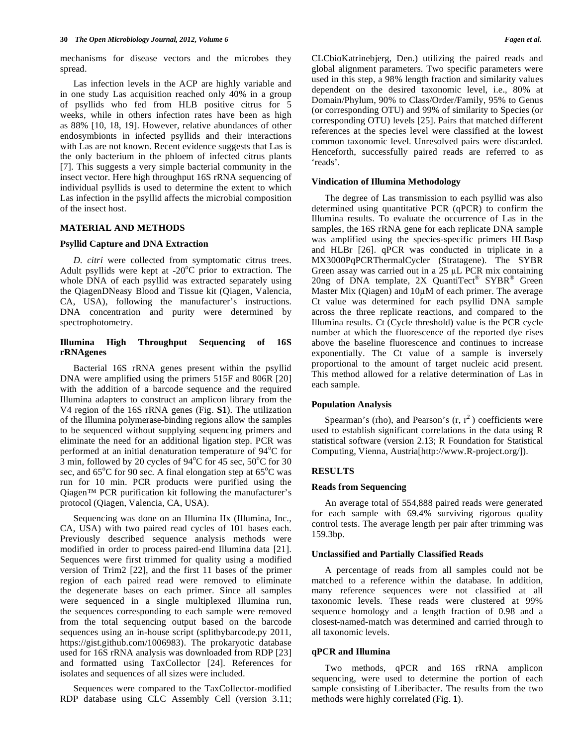mechanisms for disease vectors and the microbes they spread.

Las infection levels in the ACP are highly variable and in one study Las acquisition reached only 40% in a group of psyllids who fed from HLB positive citrus for 5 weeks, while in others infection rates have been as high as 88% [10, 18, 19]. However, relative abundances of other endosymbionts in infected psyllids and their interactions with Las are not known. Recent evidence suggests that Las is the only bacterium in the phloem of infected citrus plants [7]. This suggests a very simple bacterial community in the insect vector. Here high throughput 16S rRNA sequencing of individual psyllids is used to determine the extent to which Las infection in the psyllid affects the microbial composition of the insect host.

## MATERIAL AND METHODS

### Psyllid Capture and DNA Extraction

*D. citri* were collected from symptomatic citrus trees. Adult psyllids were kept at -20°C prior to extraction. The whole DNA of each psyllid was extracted separately using the QiagenDNeasy Blood and Tissue kit (Qiagen, Valencia, CA, USA), following the manufacturer's instructions. DNA concentration and purity were determined by spectrophotometry.

### Illumina High Throughput Sequencing of 16S rRNAgenes

Bacterial 16S rRNA genes present within the psyllid DNA were amplified using the primers 515F and 806R [20] with the addition of a barcode sequence and the required Illumina adapters to construct an amplicon library from the V4 region of the 16S rRNA genes (Fig. **S1**). The utilization of the Illumina polymerase-binding regions allow the samples to be sequenced without supplying sequencing primers and eliminate the need for an additional ligation step. PCR was performed at an initial denaturation temperature of 94°C for 3 min, followed by 20 cycles of 94°C for 45 sec, 50°C for 30 sec, and 65°C for 90 sec. A final elongation step at 65°C was run for 10 min. PCR products were purified using the Qiagen™ PCR purification kit following the manufacturer's protocol (Qiagen, Valencia, CA, USA).

Sequencing was done on an Illumina IIx (Illumina, Inc., CA, USA) with two paired read cycles of 101 bases each. Previously described sequence analysis methods were modified in order to process paired-end Illumina data [21]. Sequences were first trimmed for quality using a modified version of Trim2 [22], and the first 11 bases of the primer region of each paired read were removed to eliminate the degenerate bases on each primer. Since all samples were sequenced in a single multiplexed Illumina run, the sequences corresponding to each sample were removed from the total sequencing output based on the barcode sequences using an in-house script (splitbybarcode.py 2011, https://gist.github.com/1006983). The prokaryotic database used for 16S rRNA analysis was downloaded from RDP [23] and formatted using TaxCollector [24]. References for isolates and sequences of all sizes were included.

Sequences were compared to the TaxCollector-modified RDP database using CLC Assembly Cell (version 3.11; CLCbioKatrinebjerg, Den.) utilizing the paired reads and global alignment parameters. Two specific parameters were used in this step, a 98% length fraction and similarity values dependent on the desired taxonomic level, i.e., 80% at Domain/Phylum, 90% to Class/Order/Family, 95% to Genus (or corresponding OTU) and 99% of similarity to Species (or corresponding OTU) levels [25]. Pairs that matched different references at the species level were classified at the lowest common taxonomic level. Unresolved pairs were discarded. Henceforth, successfully paired reads are referred to as 'reads'.

### Vindication of Illumina Methodology

The degree of Las transmission to each psyllid was also determined using quantitative PCR (qPCR) to confirm the Illumina results. To evaluate the occurrence of Las in the samples, the 16S rRNA gene for each replicate DNA sample was amplified using the species-specific primers HLBasp and HLBr [26]. qPCR was conducted in triplicate in a MX3000PqPCRThermalCycler (Stratagene). The SYBR Green assay was carried out in a 25 µL PCR mix containing 20ng of DNA template, 2X QuantiTect® SYBR® Green Master Mix (Qiagen) and 10µM of each primer. The average Ct value was determined for each psyllid DNA sample across the three replicate reactions, and compared to the Illumina results. Ct (Cycle threshold) value is the PCR cycle number at which the fluorescence of the reported dye rises above the baseline fluorescence and continues to increase exponentially. The Ct value of a sample is inversely proportional to the amount of target nucleic acid present. This method allowed for a relative determination of Las in each sample.

### Population Analysis

Spearman's (rho), and Pearson's ($r$, $r^2$) coefficients were used to establish significant correlations in the data using R statistical software (version 2.13; R Foundation for Statistical Computing, Vienna, Austria[http://www.R-project.org/]).

## RESULTS

### Reads from Sequencing

An average total of 554,888 paired reads were generated for each sample with 69.4% surviving rigorous quality control tests. The average length per pair after trimming was 159.3bp.

### Unclassified and Partially Classified Reads

A percentage of reads from all samples could not be matched to a reference within the database. In addition, many reference sequences were not classified at all taxonomic levels. These reads were clustered at 99% sequence homology and a length fraction of 0.98 and a closest-named-match was determined and carried through to all taxonomic levels.

### qPCR and Illumina

Two methods, qPCR and 16S rRNA amplicon sequencing, were used to determine the portion of each sample consisting of Liberibacter. The results from the two methods were highly correlated (Fig. **1**).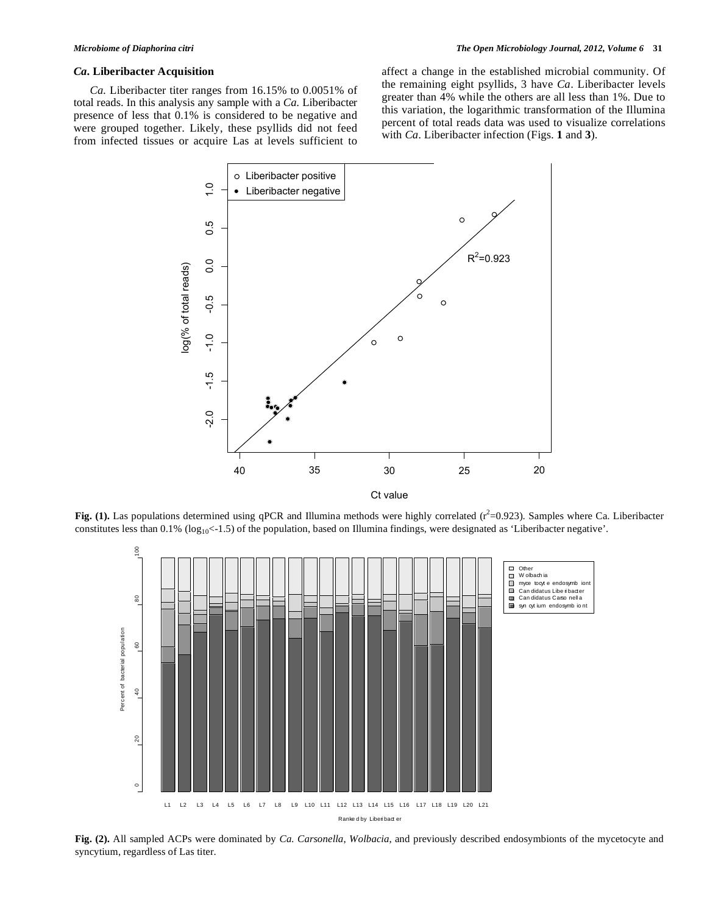### *Ca.* Liberibacter Acquisition

*Ca.* Liberibacter titer ranges from 16.15% to 0.0051% of total reads. In this analysis any sample with a *Ca.* Liberibacter presence of less that 0.1% is considered to be negative and were grouped together. Likely, these psyllids did not feed from infected tissues or acquire Las at levels sufficient to affect a change in the established microbial community. Of the remaining eight psyllids, 3 have *Ca*. Liberibacter levels greater than 4% while the others are all less than 1%. Due to this variation, the logarithmic transformation of the Illumina percent of total reads data was used to visualize correlations with *Ca*. Liberibacter infection (Figs. **1** and **3**).

**Fig. (1).** Las populations determined using qPCR and Illumina methods were highly correlated ($r^2$=0.923). Samples where Ca. Liberibacter constitutes less than 0.1% ($\log_{10}$<-1.5) of the population, based on Illumina findings, were designated as 'Liberibacter negative'.

**Fig. (2).** All sampled ACPs were dominated by *Ca. Carsonella*, *Wolbacia*, and previously described endosymbionts of the mycetocyte and syncytium, regardless of Las titer.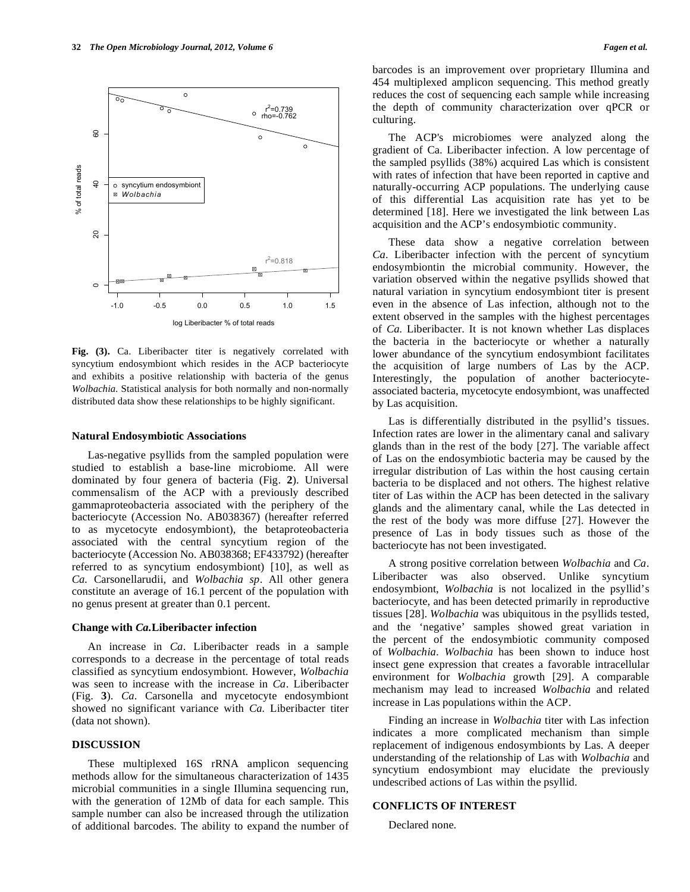**Fig. (3).** Ca. Liberibacter titer is negatively correlated with syncytium endosymbiont which resides in the ACP bacteriocyte and exhibits a positive relationship with bacteria of the genus *Wolbachia*. Statistical analysis for both normally and non-normally distributed data show these relationships to be highly significant.

### Natural Endosymbiotic Associations

Las-negative psyllids from the sampled population were studied to establish a base-line microbiome. All were dominated by four genera of bacteria (Fig. **2**). Universal commensalism of the ACP with a previously described gammaproteobacteria associated with the periphery of the bacteriocyte (Accession No. AB038367) (hereafter referred to as mycetocyte endosymbiont), the betaproteobacteria associated with the central syncytium region of the bacteriocyte (Accession No. AB038368; EF433792) (hereafter referred to as syncytium endosymbiont) [10], as well as *Ca.* Carsonellarudii, and *Wolbachia sp*. All other genera constitute an average of 16.1 percent of the population with no genus present at greater than 0.1 percent.

### Change with *Ca.*Liberibacter infection

An increase in *Ca*. Liberibacter reads in a sample corresponds to a decrease in the percentage of total reads classified as syncytium endosymbiont. However, *Wolbachia* was seen to increase with the increase in *Ca*. Liberibacter (Fig. **3**). *Ca*. Carsonella and mycetocyte endosymbiont showed no significant variance with *Ca.* Liberibacter titer (data not shown).

## DISCUSSION

These multiplexed 16S rRNA amplicon sequencing methods allow for the simultaneous characterization of 1435 microbial communities in a single Illumina sequencing run, with the generation of 12Mb of data for each sample. This sample number can also be increased through the utilization of additional barcodes. The ability to expand the number of barcodes is an improvement over proprietary Illumina and 454 multiplexed amplicon sequencing. This method greatly reduces the cost of sequencing each sample while increasing the depth of community characterization over qPCR or culturing.

The ACP's microbiomes were analyzed along the gradient of Ca. Liberibacter infection. A low percentage of the sampled psyllids (38%) acquired Las which is consistent with rates of infection that have been reported in captive and naturally-occurring ACP populations. The underlying cause of this differential Las acquisition rate has yet to be determined [18]. Here we investigated the link between Las acquisition and the ACP's endosymbiotic community.

These data show a negative correlation between *Ca*. Liberibacter infection with the percent of syncytium endosymbiontin the microbial community. However, the variation observed within the negative psyllids showed that natural variation in syncytium endosymbiont titer is present even in the absence of Las infection, although not to the extent observed in the samples with the highest percentages of *Ca.* Liberibacter. It is not known whether Las displaces the bacteria in the bacteriocyte or whether a naturally lower abundance of the syncytium endosymbiont facilitates the acquisition of large numbers of Las by the ACP. Interestingly, the population of another bacteriocyte-associated bacteria, mycetocyte endosymbiont, was unaffected by Las acquisition.

Las is differentially distributed in the psyllid's tissues. Infection rates are lower in the alimentary canal and salivary glands than in the rest of the body [27]. The variable affect of Las on the endosymbiotic bacteria may be caused by the irregular distribution of Las within the host causing certain bacteria to be displaced and not others. The highest relative titer of Las within the ACP has been detected in the salivary glands and the alimentary canal, while the Las detected in the rest of the body was more diffuse [27]. However the presence of Las in body tissues such as those of the bacteriocyte has not been investigated.

A strong positive correlation between *Wolbachia* and *Ca*. Liberibacter was also observed. Unlike syncytium endosymbiont, *Wolbachia* is not localized in the psyllid's bacteriocyte, and has been detected primarily in reproductive tissues [28]. *Wolbachia* was ubiquitous in the psyllids tested, and the 'negative' samples showed great variation in the percent of the endosymbiotic community composed of *Wolbachia*. *Wolbachia* has been shown to induce host insect gene expression that creates a favorable intracellular environment for *Wolbachia* growth [29]. A comparable mechanism may lead to increased *Wolbachia* and related increase in Las populations within the ACP.

Finding an increase in *Wolbachia* titer with Las infection indicates a more complicated mechanism than simple replacement of indigenous endosymbionts by Las. A deeper understanding of the relationship of Las with *Wolbachia* and syncytium endosymbiont may elucidate the previously undescribed actions of Las within the psyllid.

## CONFLICTS OF INTEREST

Declared none.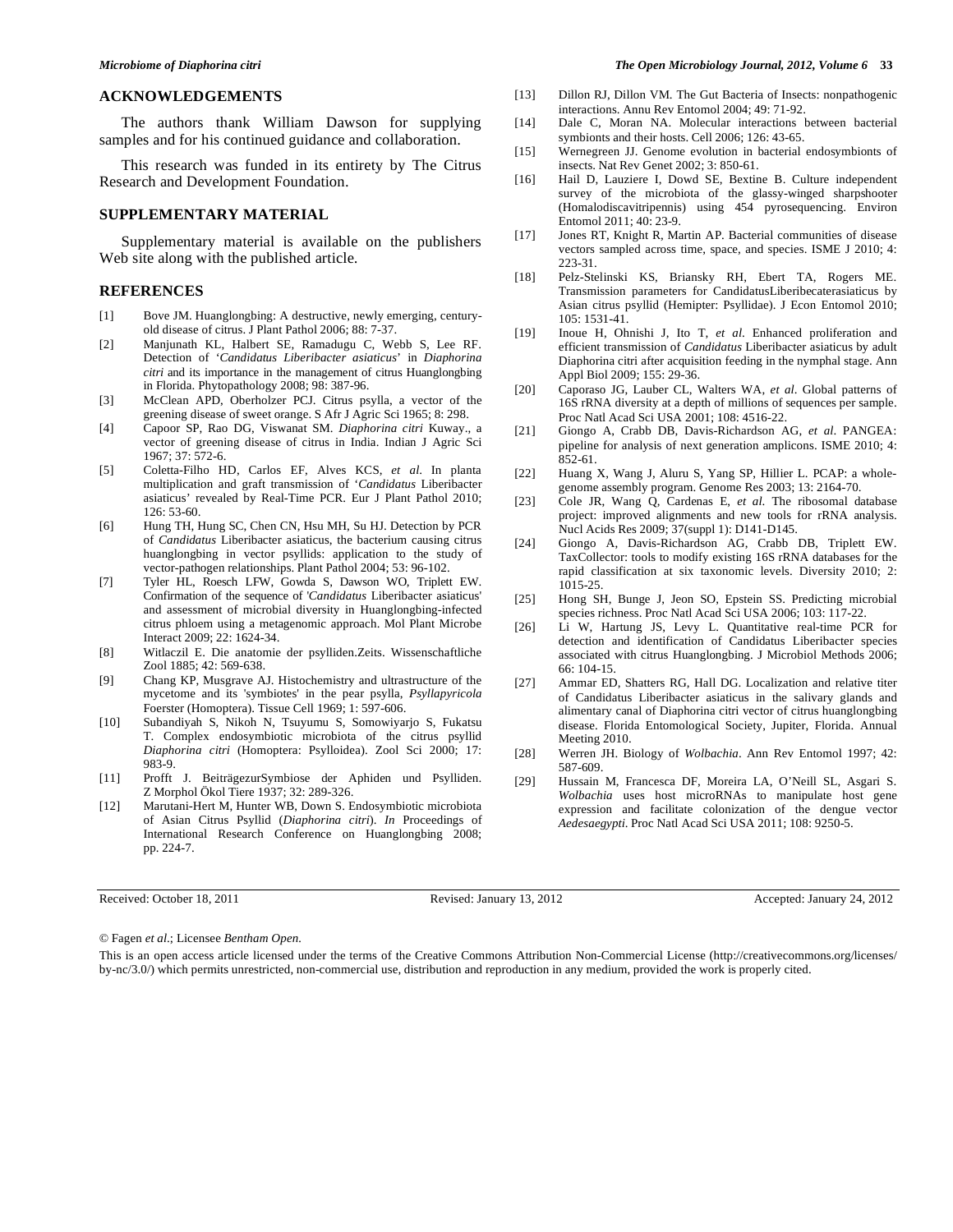## ACKNOWLEDGEMENTS

The authors thank William Dawson for supplying samples and for his continued guidance and collaboration.

This research was funded in its entirety by The Citrus Research and Development Foundation.

## SUPPLEMENTARY MATERIAL

Supplementary material is available on the publishers Web site along with the published article.

## REFERENCES

[1] Bove JM. Huanglongbing: A destructive, newly emerging, century-old disease of citrus. J Plant Pathol 2006; 88: 7-37.

[2] Manjunath KL, Halbert SE, Ramadugu C, Webb S, Lee RF. Detection of '*Candidatus Liberibacter asiaticus*' in *Diaphorina citri* and its importance in the management of citrus Huanglongbing in Florida. Phytopathology 2008; 98: 387-96.

[3] McClean APD, Oberholzer PCJ. Citrus psylla, a vector of the greening disease of sweet orange. S Afr J Agric Sci 1965; 8: 298.

[4] Capoor SP, Rao DG, Viswanat SM. *Diaphorina citri* Kuway., a vector of greening disease of citrus in India. Indian J Agric Sci 1967; 37: 572-6.

[5] Coletta-Filho HD, Carlos EF, Alves KCS, *et al.* In planta multiplication and graft transmission of '*Candidatus* Liberibacter asiaticus' revealed by Real-Time PCR. Eur J Plant Pathol 2010; 126: 53-60.

[6] Hung TH, Hung SC, Chen CN, Hsu MH, Su HJ. Detection by PCR of *Candidatus* Liberibacter asiaticus, the bacterium causing citrus huanglongbing in vector psyllids: application to the study of vector-pathogen relationships. Plant Pathol 2004; 53: 96-102.

[7] Tyler HL, Roesch LFW, Gowda S, Dawson WO, Triplett EW. Confirmation of the sequence of '*Candidatus* Liberibacter asiaticus' and assessment of microbial diversity in Huanglongbing-infected citrus phloem using a metagenomic approach. Mol Plant Microbe Interact 2009; 22: 1624-34.

[8] Witlaczil E. Die anatomie der psylliden.Zeits. Wissenschaftliche Zool 1885; 42: 569-638.

[9] Chang KP, Musgrave AJ. Histochemistry and ultrastructure of the mycetome and its 'symbiotes' in the pear psylla, *Psyllapyricola* Foerster (Homoptera). Tissue Cell 1969; 1: 597-606.

[10] Subandiyah S, Nikoh N, Tsuyumu S, Somowiyarjo S, Fukatsu T. Complex endosymbiotic microbiota of the citrus psyllid *Diaphorina citri* (Homoptera: Psylloidea). Zool Sci 2000; 17: 983-9.

[11] Profft J. BeiträgezurSymbiose der Aphiden und Psylliden. Z Morphol Ökol Tiere 1937; 32: 289-326.

[12] Marutani-Hert M, Hunter WB, Down S. Endosymbiotic microbiota of Asian Citrus Psyllid (*Diaphorina citri*). *In* Proceedings of International Research Conference on Huanglongbing 2008; pp. 224-7.

[13] Dillon RJ, Dillon VM. The Gut Bacteria of Insects: nonpathogenic interactions. Annu Rev Entomol 2004; 49: 71-92.

[14] Dale C, Moran NA. Molecular interactions between bacterial symbionts and their hosts. Cell 2006; 126: 43-65.

[15] Wernegreen JJ. Genome evolution in bacterial endosymbionts of insects. Nat Rev Genet 2002; 3: 850-61.

[16] Hail D, Lauziere I, Dowd SE, Bextine B. Culture independent survey of the microbiota of the glassy-winged sharpshooter (Homalodiscavitripennis) using 454 pyrosequencing. Environ Entomol 2011; 40: 23-9.

[17] Jones RT, Knight R, Martin AP. Bacterial communities of disease vectors sampled across time, space, and species. ISME J 2010; 4: 223-31.

[18] Pelz-Stelinski KS, Briansky RH, Ebert TA, Rogers ME. Transmission parameters for CandidatusLiberibecaterasiaticus by Asian citrus psyllid (Hemipter: Psyllidae). J Econ Entomol 2010; 105: 1531-41.

[19] Inoue H, Ohnishi J, Ito T, *et al.* Enhanced proliferation and efficient transmission of *Candidatus* Liberibacter asiaticus by adult Diaphorina citri after acquisition feeding in the nymphal stage. Ann Appl Biol 2009; 155: 29-36.

[20] Caporaso JG, Lauber CL, Walters WA, *et al*. Global patterns of 16S rRNA diversity at a depth of millions of sequences per sample. Proc Natl Acad Sci USA 2001; 108: 4516-22.

[21] Giongo A, Crabb DB, Davis-Richardson AG, *et al*. PANGEA: pipeline for analysis of next generation amplicons. ISME 2010; 4: 852-61.

[22] Huang X, Wang J, Aluru S, Yang SP, Hillier L. PCAP: a whole-genome assembly program. Genome Res 2003; 13: 2164-70.

[23] Cole JR, Wang Q, Cardenas E, *et al.* The ribosomal database project: improved alignments and new tools for rRNA analysis. Nucl Acids Res 2009; 37(suppl 1): D141-D145.

[24] Giongo A, Davis-Richardson AG, Crabb DB, Triplett EW. TaxCollector: tools to modify existing 16S rRNA databases for the rapid classification at six taxonomic levels. Diversity 2010; 2: 1015-25.

[25] Hong SH, Bunge J, Jeon SO, Epstein SS. Predicting microbial species richness. Proc Natl Acad Sci USA 2006; 103: 117-22.

[26] Li W, Hartung JS, Levy L. Quantitative real-time PCR for detection and identification of Candidatus Liberibacter species associated with citrus Huanglongbing. J Microbiol Methods 2006; 66: 104-15.

[27] Ammar ED, Shatters RG, Hall DG. Localization and relative titer of Candidatus Liberibacter asiaticus in the salivary glands and alimentary canal of Diaphorina citri vector of citrus huanglongbing disease. Florida Entomological Society, Jupiter, Florida. Annual Meeting 2010.

[28] Werren JH. Biology of *Wolbachia*. Ann Rev Entomol 1997; 42: 587-609.

[29] Hussain M, Francesca DF, Moreira LA, O'Neill SL, Asgari S. *Wolbachia* uses host microRNAs to manipulate host gene expression and facilitate colonization of the dengue vector *Aedesaegypti*. Proc Natl Acad Sci USA 2011; 108: 9250-5.

Received: October 18, 2011 Revised: January 13, 2012 Accepted: January 24, 2012

© Fagen *et al*.; Licensee *Bentham Open*.

This is an open access article licensed under the terms of the Creative Commons Attribution Non-Commercial License (http://creativecommons.org/licenses/by-nc/3.0/) which permits unrestricted, non-commercial use, distribution and reproduction in any medium, provided the work is properly cited.